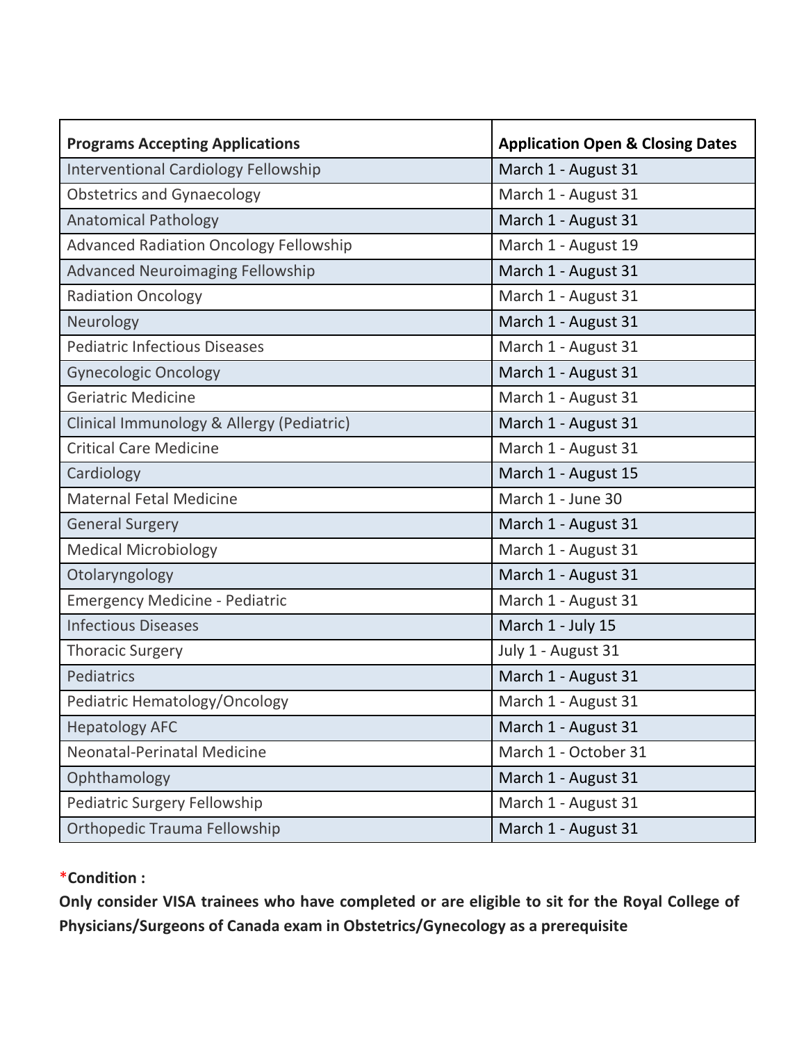| Programs Accepting Applications | Application Open & Closing Dates |
|---|---|
| Interventional Cardiology Fellowship | March 1 - August 31 |
| Obstetrics and Gynaecology | March 1 - August 31 |
| Anatomical Pathology | March 1 - August 31 |
| Advanced Radiation Oncology Fellowship | March 1 - August 19 |
| Advanced Neuroimaging Fellowship | March 1 - August 31 |
| Radiation Oncology | March 1 - August 31 |
| Neurology | March 1 - August 31 |
| Pediatric Infectious Diseases | March 1 - August 31 |
| Gynecologic Oncology | March 1 - August 31 |
| Geriatric Medicine | March 1 - August 31 |
| Clinical Immunology & Allergy (Pediatric) | March 1 - August 31 |
| Critical Care Medicine | March 1 - August 31 |
| Cardiology | March 1 - August 15 |
| Maternal Fetal Medicine | March 1 - June 30 |
| General Surgery | March 1 - August 31 |
| Medical Microbiology | March 1 - August 31 |
| Otolaryngology | March 1 - August 31 |
| Emergency Medicine - Pediatric | March 1 - August 31 |
| Infectious Diseases | March 1 - July 15 |
| Thoracic Surgery | July 1 - August 31 |
| Pediatrics | March 1 - August 31 |
| Pediatric Hematology/Oncology | March 1 - August 31 |
| Hepatology AFC | March 1 - August 31 |
| Neonatal-Perinatal Medicine | March 1 - October 31 |
| Ophthamology | March 1 - August 31 |
| Pediatric Surgery Fellowship | March 1 - August 31 |
| Orthopedic Trauma Fellowship | March 1 - August 31 |

***Condition :**

**Only consider VISA trainees who have completed or are eligible to sit for the Royal College of Physicians/Surgeons of Canada exam in Obstetrics/Gynecology as a prerequisite**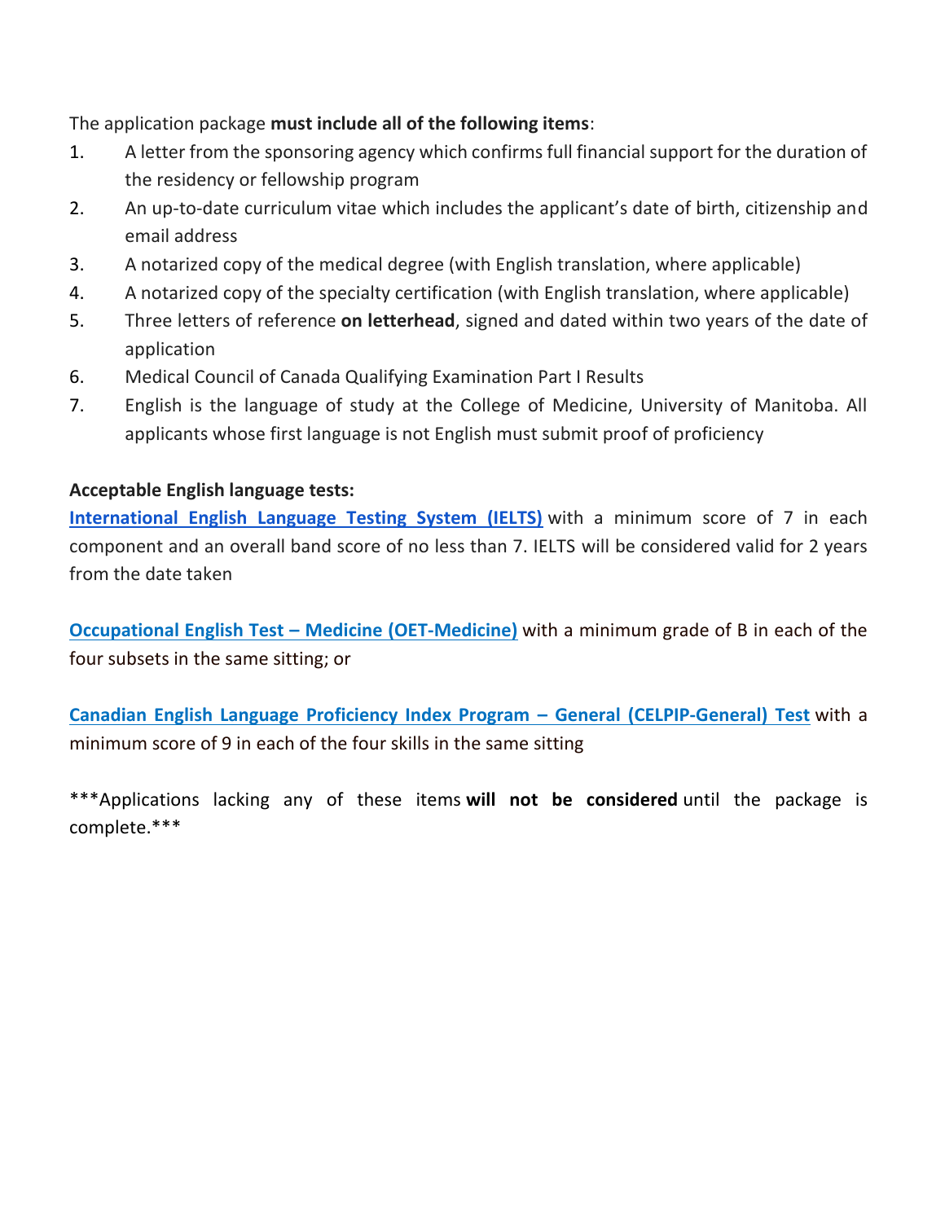The application package **must include all of the following items**:

1. A letter from the sponsoring agency which confirms full financial support for the duration of the residency or fellowship program
2. An up-to-date curriculum vitae which includes the applicant's date of birth, citizenship and email address
3. A notarized copy of the medical degree (with English translation, where applicable)
4. A notarized copy of the specialty certification (with English translation, where applicable)
5. Three letters of reference **on letterhead**, signed and dated within two years of the date of application
6. Medical Council of Canada Qualifying Examination Part I Results
7. English is the language of study at the College of Medicine, University of Manitoba. All applicants whose first language is not English must submit proof of proficiency

**Acceptable English language tests:**

**International English Language Testing System (IELTS)** with a minimum score of 7 in each component and an overall band score of no less than 7. IELTS will be considered valid for 2 years from the date taken

**Occupational English Test – Medicine (OET-Medicine)** with a minimum grade of B in each of the four subsets in the same sitting; or

**Canadian English Language Proficiency Index Program – General (CELPIP-General) Test** with a minimum score of 9 in each of the four skills in the same sitting

***Applications lacking any of these items **will not be considered** until the package is complete.***